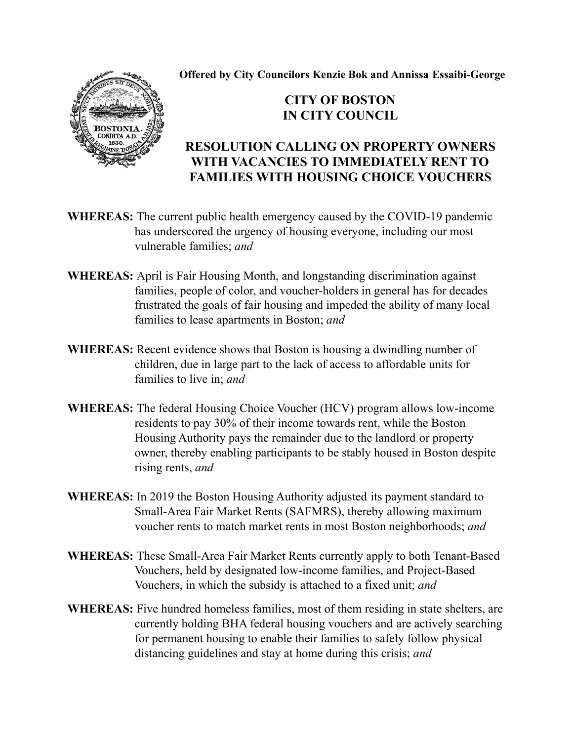**Offered by City Councilors Kenzie Bok and Annissa Essaibi-George**

# CITY OF BOSTON
# IN CITY COUNCIL

## RESOLUTION CALLING ON PROPERTY OWNERS WITH VACANCIES TO IMMEDIATELY RENT TO FAMILIES WITH HOUSING CHOICE VOUCHERS

**WHEREAS:** The current public health emergency caused by the COVID-19 pandemic has underscored the urgency of housing everyone, including our most vulnerable families; *and*

**WHEREAS:** April is Fair Housing Month, and longstanding discrimination against families, people of color, and voucher-holders in general has for decades frustrated the goals of fair housing and impeded the ability of many local families to lease apartments in Boston; *and*

**WHEREAS:** Recent evidence shows that Boston is housing a dwindling number of children, due in large part to the lack of access to affordable units for families to live in; *and*

**WHEREAS:** The federal Housing Choice Voucher (HCV) program allows low-income residents to pay 30% of their income towards rent, while the Boston Housing Authority pays the remainder due to the landlord or property owner, thereby enabling participants to be stably housed in Boston despite rising rents, *and*

**WHEREAS:** In 2019 the Boston Housing Authority adjusted its payment standard to Small-Area Fair Market Rents (SAFMRS), thereby allowing maximum voucher rents to match market rents in most Boston neighborhoods; *and*

**WHEREAS:** These Small-Area Fair Market Rents currently apply to both Tenant-Based Vouchers, held by designated low-income families, and Project-Based Vouchers, in which the subsidy is attached to a fixed unit; *and*

**WHEREAS:** Five hundred homeless families, most of them residing in state shelters, are currently holding BHA federal housing vouchers and are actively searching for permanent housing to enable their families to safely follow physical distancing guidelines and stay at home during this crisis; *and*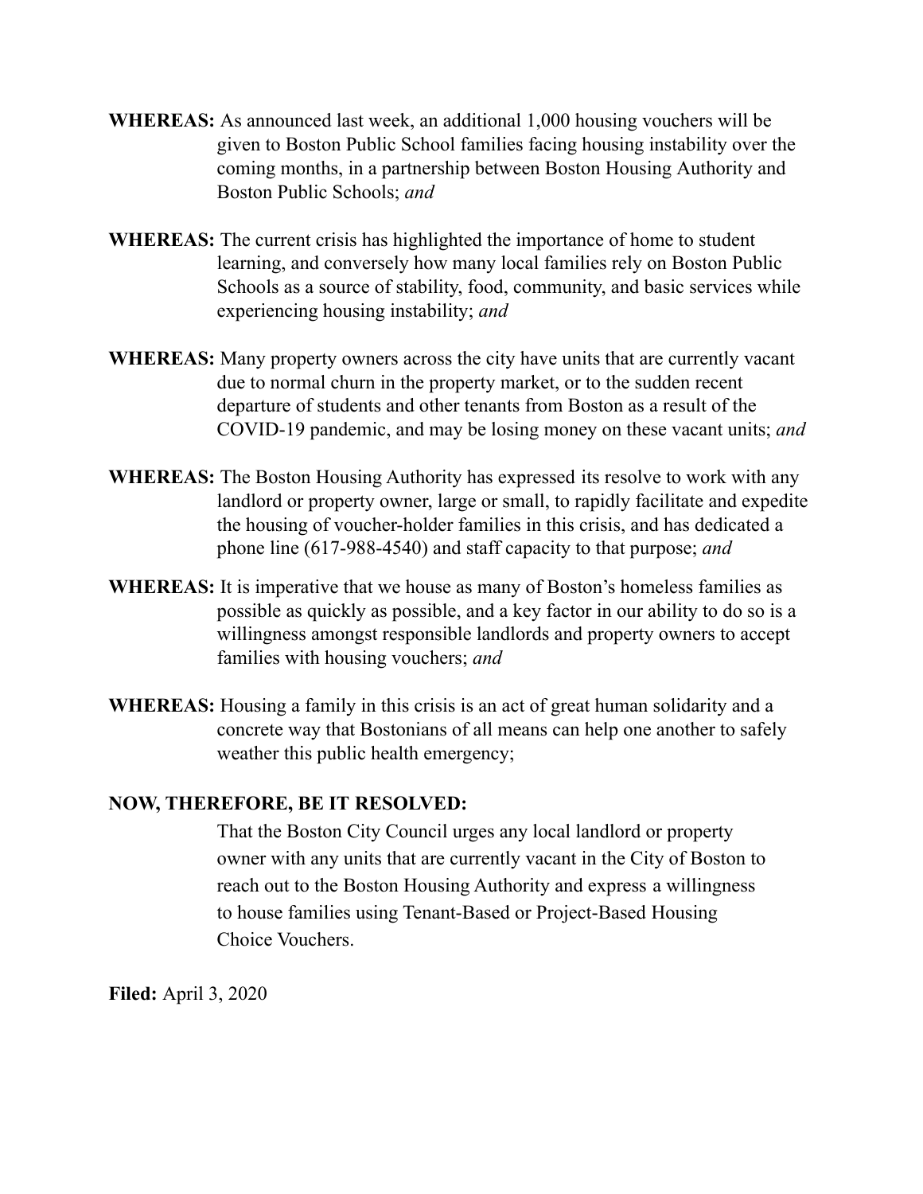**WHEREAS:** As announced last week, an additional 1,000 housing vouchers will be given to Boston Public School families facing housing instability over the coming months, in a partnership between Boston Housing Authority and Boston Public Schools; *and*

**WHEREAS:** The current crisis has highlighted the importance of home to student learning, and conversely how many local families rely on Boston Public Schools as a source of stability, food, community, and basic services while experiencing housing instability; *and*

**WHEREAS:** Many property owners across the city have units that are currently vacant due to normal churn in the property market, or to the sudden recent departure of students and other tenants from Boston as a result of the COVID-19 pandemic, and may be losing money on these vacant units; *and*

**WHEREAS:** The Boston Housing Authority has expressed its resolve to work with any landlord or property owner, large or small, to rapidly facilitate and expedite the housing of voucher-holder families in this crisis, and has dedicated a phone line (617-988-4540) and staff capacity to that purpose; *and*

**WHEREAS:** It is imperative that we house as many of Boston's homeless families as possible as quickly as possible, and a key factor in our ability to do so is a willingness amongst responsible landlords and property owners to accept families with housing vouchers; *and*

**WHEREAS:** Housing a family in this crisis is an act of great human solidarity and a concrete way that Bostonians of all means can help one another to safely weather this public health emergency;

**NOW, THEREFORE, BE IT RESOLVED:**

That the Boston City Council urges any local landlord or property owner with any units that are currently vacant in the City of Boston to reach out to the Boston Housing Authority and express a willingness to house families using Tenant-Based or Project-Based Housing Choice Vouchers.

**Filed:** April 3, 2020